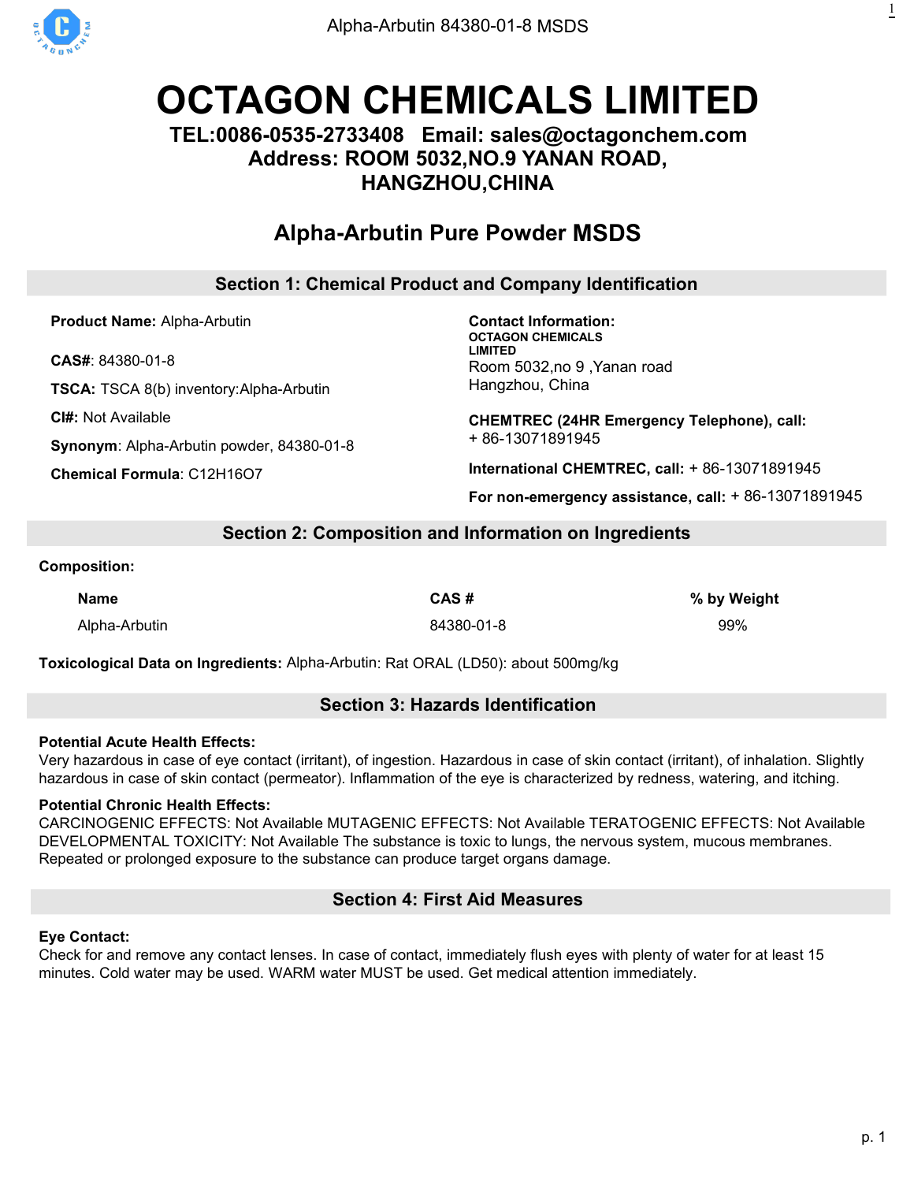# OCTAGON CHEMICALS LIMITED

**TEL:0086-0535-2733408 Email: sales@octagonchem.com**
**Address: ROOM 5032,NO.9 YANAN ROAD, HANGZHOU,CHINA**

## Alpha-Arbutin Pure Powder MSDS

### Section 1: Chemical Product and Company Identification

**Product Name:** Alpha-Arbutin

**CAS#**: 84380-01-8

**TSCA:** TSCA 8(b) inventory:Alpha-Arbutin

**CI#:** Not Available

**Synonym**: Alpha-Arbutin powder, 84380-01-8

**Chemical Formula**: $C_{12}H_{16}O_7$

**Contact Information:**
**OCTAGON CHEMICALS LIMITED**
Room 5032,no 9 ,Yanan road
Hangzhou, China

**CHEMTREC (24HR Emergency Telephone), call:**
+ 86-13071891945

**International CHEMTREC, call:** + 86-13071891945

**For non-emergency assistance, call:** + 86-13071891945

### Section 2: Composition and Information on Ingredients

**Composition:**

| Name | CAS # | % by Weight |
|---|---|---|
| Alpha-Arbutin | 84380-01-8 | 99% |

**Toxicological Data on Ingredients:** Alpha-Arbutin: Rat ORAL (LD50): about 500mg/kg

### Section 3: Hazards Identification

**Potential Acute Health Effects:**
Very hazardous in case of eye contact (irritant), of ingestion. Hazardous in case of skin contact (irritant), of inhalation. Slightly hazardous in case of skin contact (permeator). Inflammation of the eye is characterized by redness, watering, and itching.

**Potential Chronic Health Effects:**
CARCINOGENIC EFFECTS: Not Available MUTAGENIC EFFECTS: Not Available TERATOGENIC EFFECTS: Not Available DEVELOPMENTAL TOXICITY: Not Available The substance is toxic to lungs, the nervous system, mucous membranes. Repeated or prolonged exposure to the substance can produce target organs damage.

### Section 4: First Aid Measures

**Eye Contact:**
Check for and remove any contact lenses. In case of contact, immediately flush eyes with plenty of water for at least 15 minutes. Cold water may be used. WARM water MUST be used. Get medical attention immediately.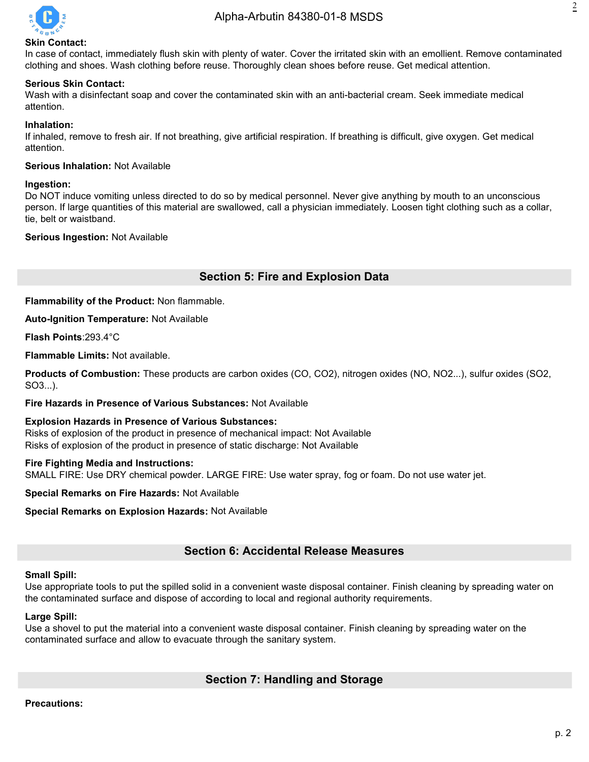**Skin Contact:**
In case of contact, immediately flush skin with plenty of water. Cover the irritated skin with an emollient. Remove contaminated clothing and shoes. Wash clothing before reuse. Thoroughly clean shoes before reuse. Get medical attention.

**Serious Skin Contact:**
Wash with a disinfectant soap and cover the contaminated skin with an anti-bacterial cream. Seek immediate medical attention.

**Inhalation:**
If inhaled, remove to fresh air. If not breathing, give artificial respiration. If breathing is difficult, give oxygen. Get medical attention.

**Serious Inhalation:** Not Available

**Ingestion:**
Do NOT induce vomiting unless directed to do so by medical personnel. Never give anything by mouth to an unconscious person. If large quantities of this material are swallowed, call a physician immediately. Loosen tight clothing such as a collar, tie, belt or waistband.

**Serious Ingestion:** Not Available

## Section 5: Fire and Explosion Data

**Flammability of the Product:** Non flammable.

**Auto-Ignition Temperature:** Not Available

**Flash Points**:293.4°C

**Flammable Limits:** Not available.

**Products of Combustion:** These products are carbon oxides (CO, $CO_2$), nitrogen oxides (NO, $NO_2$...), sulfur oxides ($SO_2$, $SO_3$...).

**Fire Hazards in Presence of Various Substances:** Not Available

**Explosion Hazards in Presence of Various Substances:**
Risks of explosion of the product in presence of mechanical impact: Not Available
Risks of explosion of the product in presence of static discharge: Not Available

**Fire Fighting Media and Instructions:**
SMALL FIRE: Use DRY chemical powder. LARGE FIRE: Use water spray, fog or foam. Do not use water jet.

**Special Remarks on Fire Hazards:** Not Available

**Special Remarks on Explosion Hazards:** Not Available

## Section 6: Accidental Release Measures

**Small Spill:**
Use appropriate tools to put the spilled solid in a convenient waste disposal container. Finish cleaning by spreading water on the contaminated surface and dispose of according to local and regional authority requirements.

**Large Spill:**
Use a shovel to put the material into a convenient waste disposal container. Finish cleaning by spreading water on the contaminated surface and allow to evacuate through the sanitary system.

## Section 7: Handling and Storage

**Precautions:**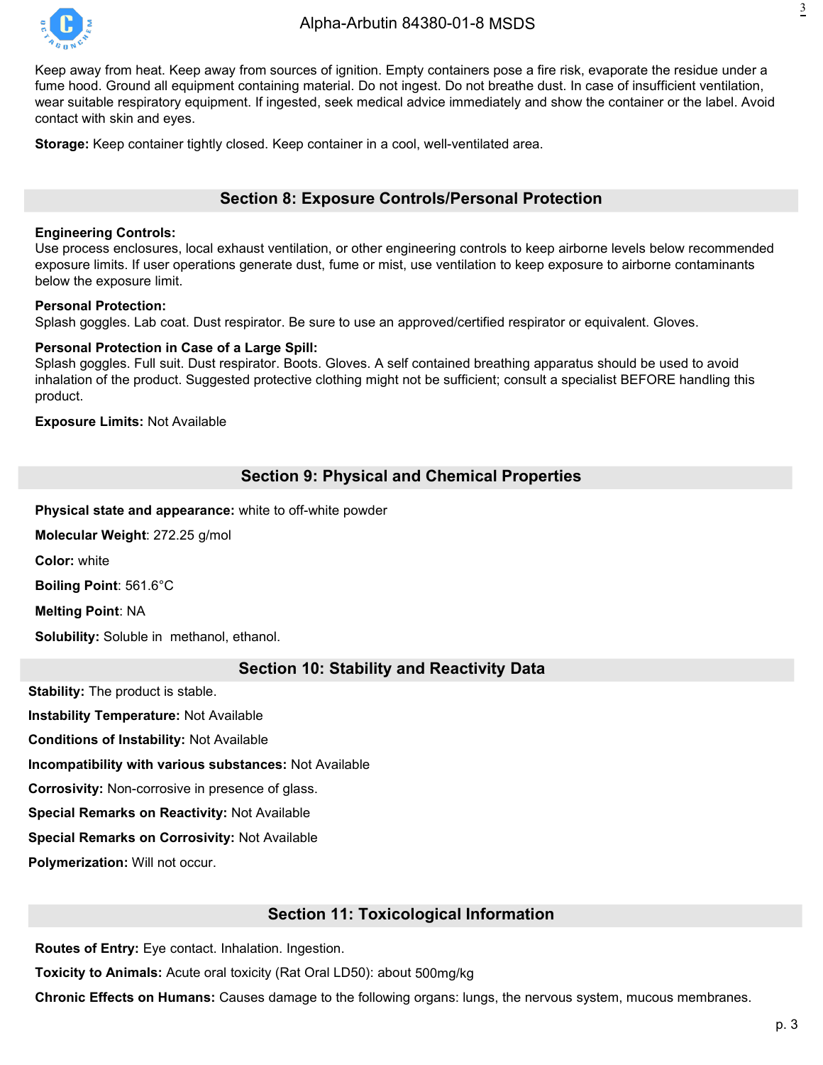Keep away from heat. Keep away from sources of ignition. Empty containers pose a fire risk, evaporate the residue under a fume hood. Ground all equipment containing material. Do not ingest. Do not breathe dust. In case of insufficient ventilation, wear suitable respiratory equipment. If ingested, seek medical advice immediately and show the container or the label. Avoid contact with skin and eyes.

**Storage:** Keep container tightly closed. Keep container in a cool, well-ventilated area.

## Section 8: Exposure Controls/Personal Protection

**Engineering Controls:**
Use process enclosures, local exhaust ventilation, or other engineering controls to keep airborne levels below recommended exposure limits. If user operations generate dust, fume or mist, use ventilation to keep exposure to airborne contaminants below the exposure limit.

**Personal Protection:**
Splash goggles. Lab coat. Dust respirator. Be sure to use an approved/certified respirator or equivalent. Gloves.

**Personal Protection in Case of a Large Spill:**
Splash goggles. Full suit. Dust respirator. Boots. Gloves. A self contained breathing apparatus should be used to avoid inhalation of the product. Suggested protective clothing might not be sufficient; consult a specialist BEFORE handling this product.

**Exposure Limits:** Not Available

## Section 9: Physical and Chemical Properties

**Physical state and appearance:** white to off-white powder

**Molecular Weight**: 272.25 g/mol

**Color:** white

**Boiling Point**: 561.6°C

**Melting Point**: NA

**Solubility:** Soluble in methanol, ethanol.

## Section 10: Stability and Reactivity Data

**Stability:** The product is stable.

**Instability Temperature:** Not Available

**Conditions of Instability:** Not Available

**Incompatibility with various substances:** Not Available

**Corrosivity:** Non-corrosive in presence of glass.

**Special Remarks on Reactivity:** Not Available

**Special Remarks on Corrosivity:** Not Available

**Polymerization:** Will not occur.

## Section 11: Toxicological Information

**Routes of Entry:** Eye contact. Inhalation. Ingestion.

**Toxicity to Animals:** Acute oral toxicity (Rat Oral LD50): about 500mg/kg

**Chronic Effects on Humans:** Causes damage to the following organs: lungs, the nervous system, mucous membranes.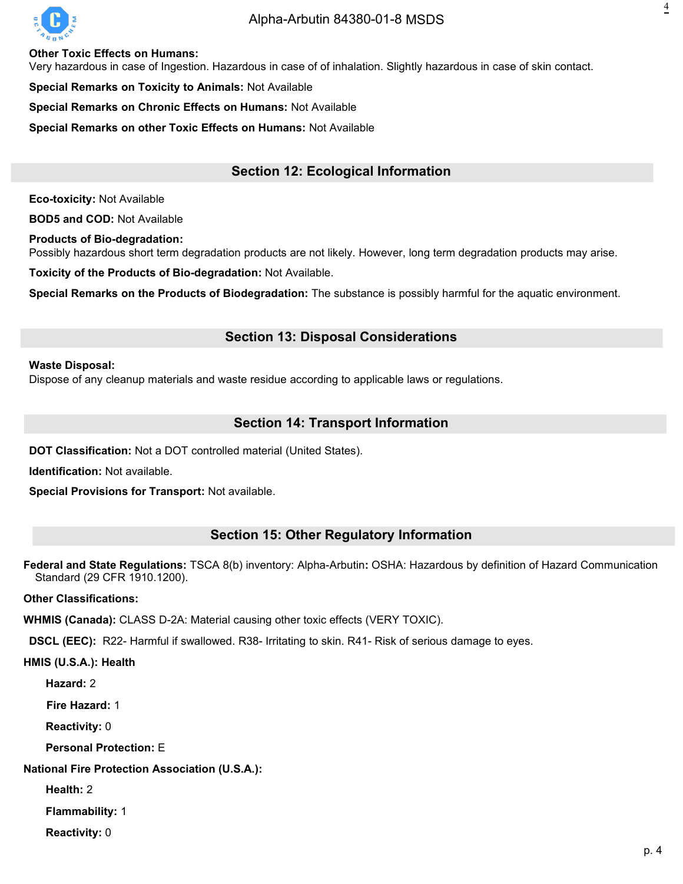**Other Toxic Effects on Humans:**
Very hazardous in case of Ingestion. Hazardous in case of of inhalation. Slightly hazardous in case of skin contact.

**Special Remarks on Toxicity to Animals:** Not Available

**Special Remarks on Chronic Effects on Humans:** Not Available

**Special Remarks on other Toxic Effects on Humans:** Not Available

## Section 12: Ecological Information

**Eco-toxicity:** Not Available

**BOD5 and COD:** Not Available

**Products of Bio-degradation:**
Possibly hazardous short term degradation products are not likely. However, long term degradation products may arise.

**Toxicity of the Products of Bio-degradation:** Not Available.

**Special Remarks on the Products of Biodegradation:** The substance is possibly harmful for the aquatic environment.

## Section 13: Disposal Considerations

**Waste Disposal:**
Dispose of any cleanup materials and waste residue according to applicable laws or regulations.

## Section 14: Transport Information

**DOT Classification:** Not a DOT controlled material (United States).

**Identification:** Not available.

**Special Provisions for Transport:** Not available.

## Section 15: Other Regulatory Information

**Federal and State Regulations:** TSCA 8(b) inventory: Alpha-Arbutin**:** OSHA: Hazardous by definition of Hazard Communication Standard (29 CFR 1910.1200).

**Other Classifications:**

**WHMIS (Canada):** CLASS D-2A: Material causing other toxic effects (VERY TOXIC).

**DSCL (EEC):** R22- Harmful if swallowed. R38- Irritating to skin. R41- Risk of serious damage to eyes.

**HMIS (U.S.A.): Health**

**Hazard:** 2

**Fire Hazard:** 1

**Reactivity:** 0

**Personal Protection:** E

**National Fire Protection Association (U.S.A.):**

**Health:** 2

**Flammability:** 1

**Reactivity:** 0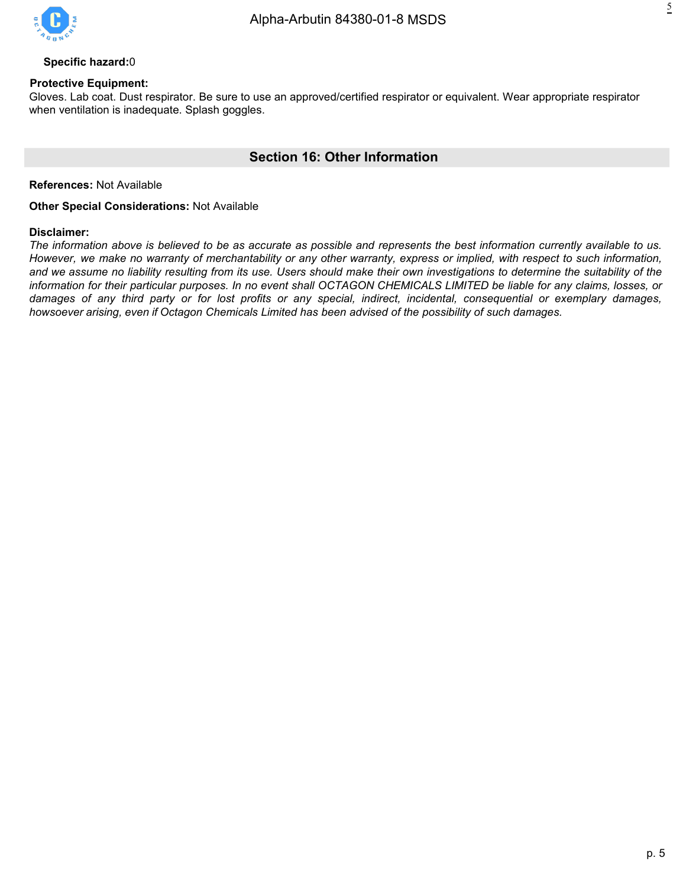**Specific hazard:**0

**Protective Equipment:**
Gloves. Lab coat. Dust respirator. Be sure to use an approved/certified respirator or equivalent. Wear appropriate respirator when ventilation is inadequate. Splash goggles.

## Section 16: Other Information

**References:** Not Available

**Other Special Considerations:** Not Available

**Disclaimer:**
*The information above is believed to be as accurate as possible and represents the best information currently available to us. However, we make no warranty of merchantability or any other warranty, express or implied, with respect to such information, and we assume no liability resulting from its use. Users should make their own investigations to determine the suitability of the information for their particular purposes. In no event shall OCTAGON CHEMICALS LIMITED be liable for any claims, losses, or damages of any third party or for lost profits or any special, indirect, incidental, consequential or exemplary damages, howsoever arising, even if Octagon Chemicals Limited has been advised of the possibility of such damages.*